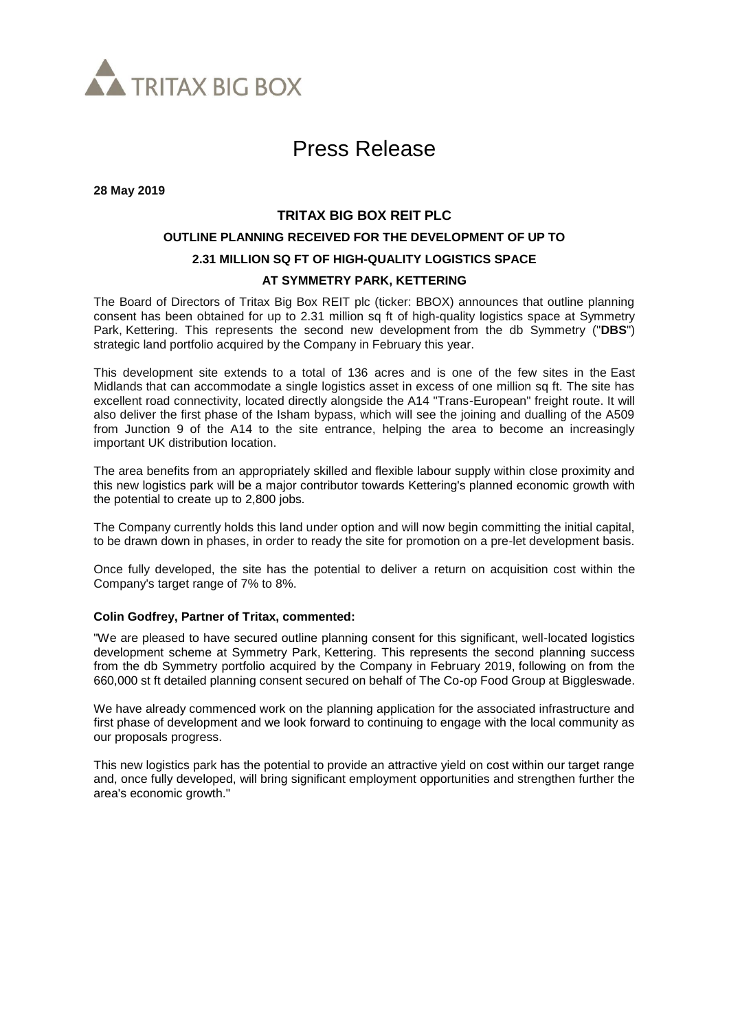TRITAX BIG BOX

# Press Release

**28 May 2019**

## TRITAX BIG BOX REIT PLC

### OUTLINE PLANNING RECEIVED FOR THE DEVELOPMENT OF UP TO 2.31 MILLION SQ FT OF HIGH-QUALITY LOGISTICS SPACE AT SYMMETRY PARK, KETTERING

The Board of Directors of Tritax Big Box REIT plc (ticker: BBOX) announces that outline planning consent has been obtained for up to 2.31 million sq ft of high-quality logistics space at Symmetry Park, Kettering. This represents the second new development from the db Symmetry ("**DBS**") strategic land portfolio acquired by the Company in February this year.

This development site extends to a total of 136 acres and is one of the few sites in the East Midlands that can accommodate a single logistics asset in excess of one million sq ft. The site has excellent road connectivity, located directly alongside the A14 "Trans-European" freight route. It will also deliver the first phase of the Isham bypass, which will see the joining and dualling of the A509 from Junction 9 of the A14 to the site entrance, helping the area to become an increasingly important UK distribution location.

The area benefits from an appropriately skilled and flexible labour supply within close proximity and this new logistics park will be a major contributor towards Kettering's planned economic growth with the potential to create up to 2,800 jobs.

The Company currently holds this land under option and will now begin committing the initial capital, to be drawn down in phases, in order to ready the site for promotion on a pre-let development basis.

Once fully developed, the site has the potential to deliver a return on acquisition cost within the Company's target range of 7% to 8%.

**Colin Godfrey, Partner of Tritax, commented:**

"We are pleased to have secured outline planning consent for this significant, well-located logistics development scheme at Symmetry Park, Kettering. This represents the second planning success from the db Symmetry portfolio acquired by the Company in February 2019, following on from the 660,000 st ft detailed planning consent secured on behalf of The Co-op Food Group at Biggleswade.

We have already commenced work on the planning application for the associated infrastructure and first phase of development and we look forward to continuing to engage with the local community as our proposals progress.

This new logistics park has the potential to provide an attractive yield on cost within our target range and, once fully developed, will bring significant employment opportunities and strengthen further the area's economic growth."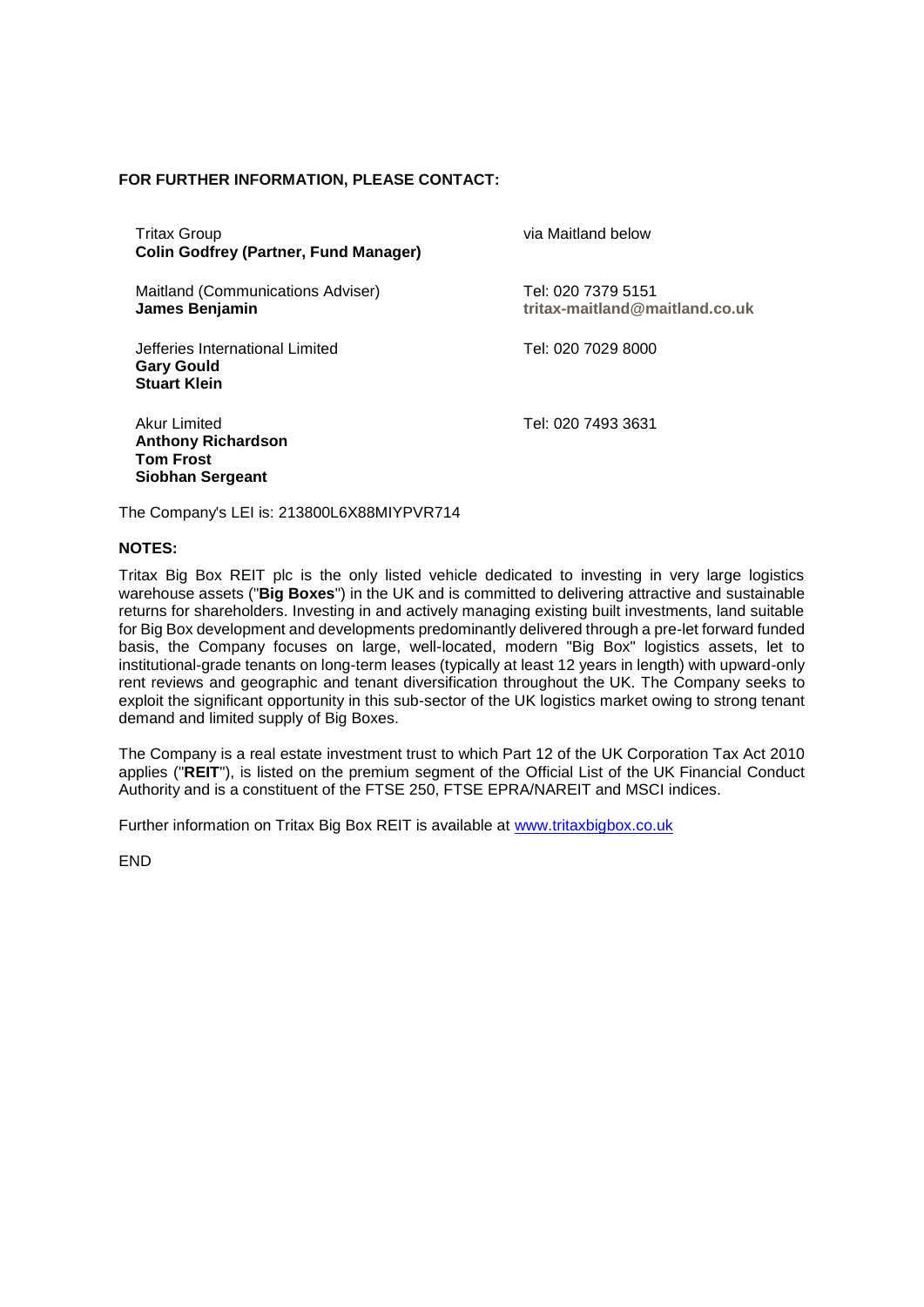**FOR FURTHER INFORMATION, PLEASE CONTACT:**

| | |
|---|---|
| Tritax Group<br>**Colin Godfrey (Partner, Fund Manager)** | via Maitland below |
| Maitland (Communications Adviser)<br>**James Benjamin** | Tel: 020 7379 5151<br>**tritax-maitland@maitland.co.uk** |
| Jefferies International Limited<br>**Gary Gould**<br>**Stuart Klein** | Tel: 020 7029 8000 |
| Akur Limited<br>**Anthony Richardson**<br>**Tom Frost**<br>**Siobhan Sergeant** | Tel: 020 7493 3631 |

The Company's LEI is: 213800L6X88MIYPVR714

**NOTES:**

Tritax Big Box REIT plc is the only listed vehicle dedicated to investing in very large logistics warehouse assets ("**Big Boxes**") in the UK and is committed to delivering attractive and sustainable returns for shareholders. Investing in and actively managing existing built investments, land suitable for Big Box development and developments predominantly delivered through a pre-let forward funded basis, the Company focuses on large, well-located, modern "Big Box" logistics assets, let to institutional-grade tenants on long-term leases (typically at least 12 years in length) with upward-only rent reviews and geographic and tenant diversification throughout the UK. The Company seeks to exploit the significant opportunity in this sub-sector of the UK logistics market owing to strong tenant demand and limited supply of Big Boxes.

The Company is a real estate investment trust to which Part 12 of the UK Corporation Tax Act 2010 applies ("**REIT**"), is listed on the premium segment of the Official List of the UK Financial Conduct Authority and is a constituent of the FTSE 250, FTSE EPRA/NAREIT and MSCI indices.

Further information on Tritax Big Box REIT is available at [www.tritaxbigbox.co.uk](www.tritaxbigbox.co.uk)

END